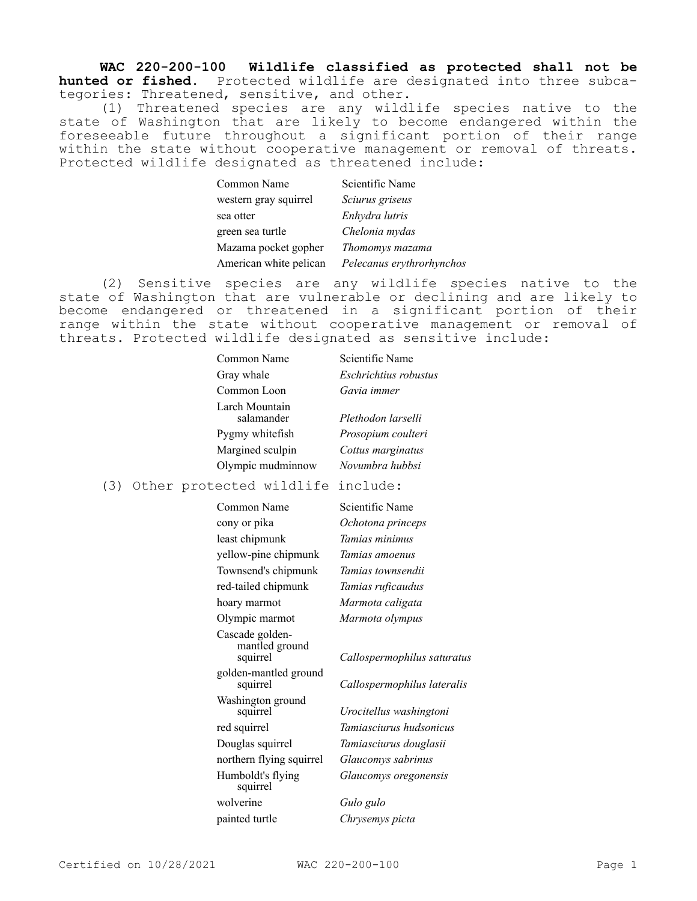**WAC 220-200-100 Wildlife classified as protected shall not be hunted or fished.** Protected wildlife are designated into three subcategories: Threatened, sensitive, and other.

(1) Threatened species are any wildlife species native to the state of Washington that are likely to become endangered within the foreseeable future throughout a significant portion of their range within the state without cooperative management or removal of threats. Protected wildlife designated as threatened include:

| Common Name | Scientific Name |
|---|---|
| western gray squirrel | *Sciurus griseus* |
| sea otter | *Enhydra lutris* |
| green sea turtle | *Chelonia mydas* |
| Mazama pocket gopher | *Thomomys mazama* |
| American white pelican | *Pelecanus erythrorhynchos* |

(2) Sensitive species are any wildlife species native to the state of Washington that are vulnerable or declining and are likely to become endangered or threatened in a significant portion of their range within the state without cooperative management or removal of threats. Protected wildlife designated as sensitive include:

| Common Name | Scientific Name |
|---|---|
| Gray whale | *Eschrichtius robustus* |
| Common Loon | *Gavia immer* |
| Larch Mountain salamander | *Plethodon larselli* |
| Pygmy whitefish | *Prosopium coulteri* |
| Margined sculpin | *Cottus marginatus* |
| Olympic mudminnow | *Novumbra hubbsi* |

(3) Other protected wildlife include:

| Common Name | Scientific Name |
|---|---|
| cony or pika | *Ochotona princeps* |
| least chipmunk | *Tamias minimus* |
| yellow-pine chipmunk | *Tamias amoenus* |
| Townsend's chipmunk | *Tamias townsendii* |
| red-tailed chipmunk | *Tamias ruficaudus* |
| hoary marmot | *Marmota caligata* |
| Olympic marmot | *Marmota olympus* |
| Cascade golden-mantled ground squirrel | *Callospermophilus saturatus* |
| golden-mantled ground squirrel | *Callospermophilus lateralis* |
| Washington ground squirrel | *Urocitellus washingtoni* |
| red squirrel | *Tamiasciurus hudsonicus* |
| Douglas squirrel | *Tamiasciurus douglasii* |
| northern flying squirrel | *Glaucomys sabrinus* |
| Humboldt's flying squirrel | *Glaucomys oregonensis* |
| wolverine | *Gulo gulo* |
| painted turtle | *Chrysemys picta* |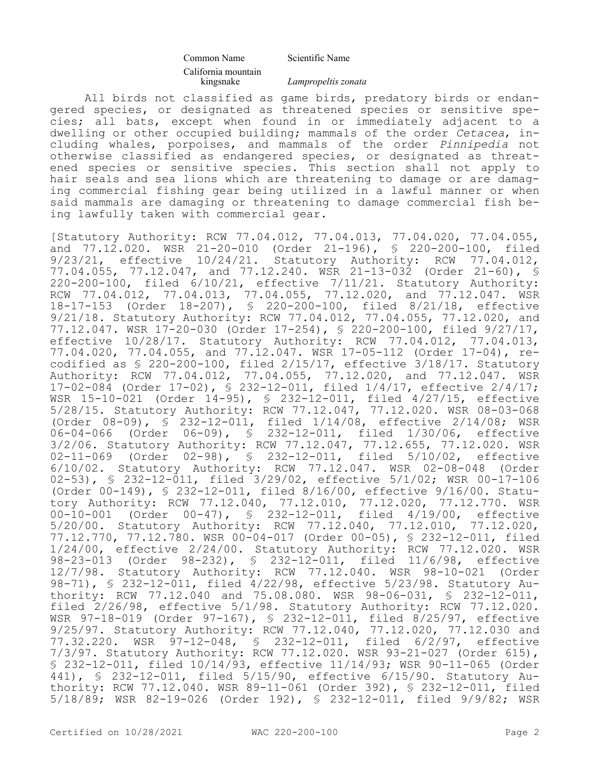| Common Name | Scientific Name |
|---|---|
| California mountain kingsnake | *Lampropeltis zonata* |

All birds not classified as game birds, predatory birds or endangered species, or designated as threatened species or sensitive species; all bats, except when found in or immediately adjacent to a dwelling or other occupied building; mammals of the order *Cetacea*, including whales, porpoises, and mammals of the order *Pinnipedia* not otherwise classified as endangered species, or designated as threatened species or sensitive species. This section shall not apply to hair seals and sea lions which are threatening to damage or are damaging commercial fishing gear being utilized in a lawful manner or when said mammals are damaging or threatening to damage commercial fish being lawfully taken with commercial gear.

[Statutory Authority: RCW 77.04.012, 77.04.013, 77.04.020, 77.04.055, and 77.12.020. WSR 21-20-010 (Order 21-196), § 220-200-100, filed 9/23/21, effective 10/24/21. Statutory Authority: RCW 77.04.012, 77.04.055, 77.12.047, and 77.12.240. WSR 21-13-032 (Order 21-60), § 220-200-100, filed 6/10/21, effective 7/11/21. Statutory Authority: RCW 77.04.012, 77.04.013, 77.04.055, 77.12.020, and 77.12.047. WSR 18-17-153 (Order 18-207), § 220-200-100, filed 8/21/18, effective 9/21/18. Statutory Authority: RCW 77.04.012, 77.04.055, 77.12.020, and 77.12.047. WSR 17-20-030 (Order 17-254), § 220-200-100, filed 9/27/17, effective 10/28/17. Statutory Authority: RCW 77.04.012, 77.04.013, 77.04.020, 77.04.055, and 77.12.047. WSR 17-05-112 (Order 17-04), recodified as § 220-200-100, filed 2/15/17, effective 3/18/17. Statutory Authority: RCW 77.04.012, 77.04.055, 77.12.020, and 77.12.047. WSR 17-02-084 (Order 17-02), § 232-12-011, filed 1/4/17, effective 2/4/17; WSR 15-10-021 (Order 14-95), § 232-12-011, filed 4/27/15, effective 5/28/15. Statutory Authority: RCW 77.12.047, 77.12.020. WSR 08-03-068 (Order 08-09), § 232-12-011, filed 1/14/08, effective 2/14/08; WSR 06-04-066 (Order 06-09), § 232-12-011, filed 1/30/06, effective 3/2/06. Statutory Authority: RCW 77.12.047, 77.12.655, 77.12.020. WSR 02-11-069 (Order 02-98), § 232-12-011, filed 5/10/02, effective 6/10/02. Statutory Authority: RCW 77.12.047. WSR 02-08-048 (Order 02-53), § 232-12-011, filed 3/29/02, effective 5/1/02; WSR 00-17-106 (Order 00-149), § 232-12-011, filed 8/16/00, effective 9/16/00. Statutory Authority: RCW 77.12.040, 77.12.010, 77.12.020, 77.12.770. WSR 00-10-001 (Order 00-47), § 232-12-011, filed 4/19/00, effective 5/20/00. Statutory Authority: RCW 77.12.040, 77.12.010, 77.12.020, 77.12.770, 77.12.780. WSR 00-04-017 (Order 00-05), § 232-12-011, filed 1/24/00, effective 2/24/00. Statutory Authority: RCW 77.12.020. WSR 98-23-013 (Order 98-232), § 232-12-011, filed 11/6/98, effective 12/7/98. Statutory Authority: RCW 77.12.040. WSR 98-10-021 (Order 98-71), § 232-12-011, filed 4/22/98, effective 5/23/98. Statutory Authority: RCW 77.12.040 and 75.08.080. WSR 98-06-031, § 232-12-011, filed 2/26/98, effective 5/1/98. Statutory Authority: RCW 77.12.020. WSR 97-18-019 (Order 97-167), § 232-12-011, filed 8/25/97, effective 9/25/97. Statutory Authority: RCW 77.12.040, 77.12.020, 77.12.030 and 77.32.220. WSR 97-12-048, § 232-12-011, filed 6/2/97, effective 7/3/97. Statutory Authority: RCW 77.12.020. WSR 93-21-027 (Order 615), § 232-12-011, filed 10/14/93, effective 11/14/93; WSR 90-11-065 (Order 441), § 232-12-011, filed 5/15/90, effective 6/15/90. Statutory Authority: RCW 77.12.040. WSR 89-11-061 (Order 392), § 232-12-011, filed 5/18/89; WSR 82-19-026 (Order 192), § 232-12-011, filed 9/9/82; WSR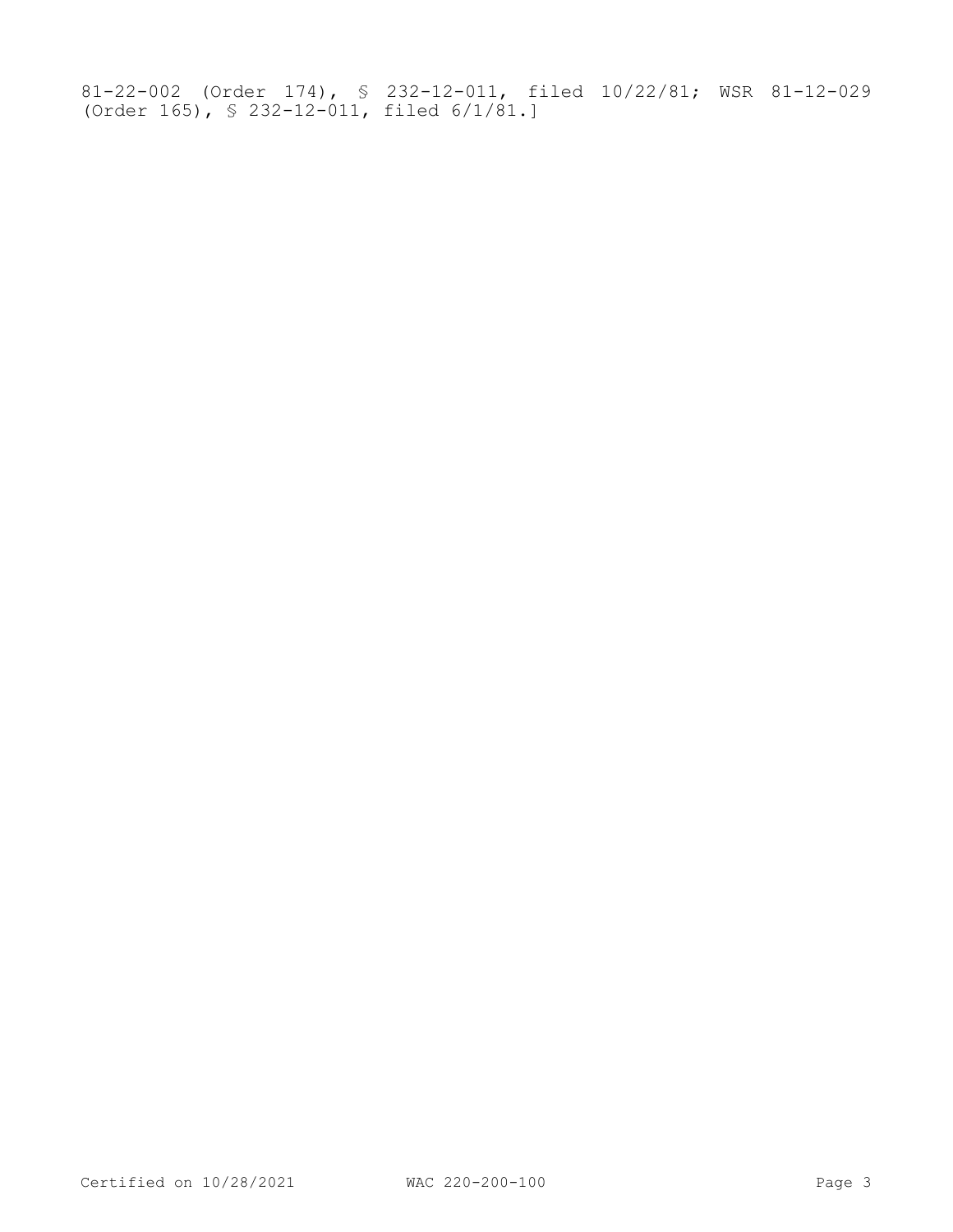81-22-002 (Order 174), § 232-12-011, filed 10/22/81; WSR 81-12-029 (Order 165), § 232-12-011, filed 6/1/81.]